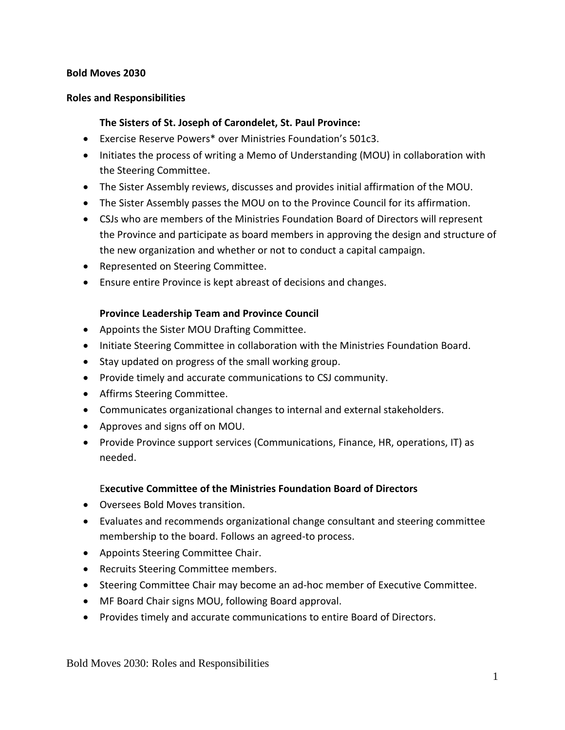**Bold Moves 2030**

**Roles and Responsibilities**

**The Sisters of St. Joseph of Carondelet, St. Paul Province:**

- Exercise Reserve Powers* over Ministries Foundation's 501c3.
- Initiates the process of writing a Memo of Understanding (MOU) in collaboration with the Steering Committee.
- The Sister Assembly reviews, discusses and provides initial affirmation of the MOU.
- The Sister Assembly passes the MOU on to the Province Council for its affirmation.
- CSJs who are members of the Ministries Foundation Board of Directors will represent the Province and participate as board members in approving the design and structure of the new organization and whether or not to conduct a capital campaign.
- Represented on Steering Committee.
- Ensure entire Province is kept abreast of decisions and changes.

**Province Leadership Team and Province Council**

- Appoints the Sister MOU Drafting Committee.
- Initiate Steering Committee in collaboration with the Ministries Foundation Board.
- Stay updated on progress of the small working group.
- Provide timely and accurate communications to CSJ community.
- Affirms Steering Committee.
- Communicates organizational changes to internal and external stakeholders.
- Approves and signs off on MOU.
- Provide Province support services (Communications, Finance, HR, operations, IT) as needed.

E**xecutive Committee of the Ministries Foundation Board of Directors**

- Oversees Bold Moves transition.
- Evaluates and recommends organizational change consultant and steering committee membership to the board. Follows an agreed-to process.
- Appoints Steering Committee Chair.
- Recruits Steering Committee members.
- Steering Committee Chair may become an ad-hoc member of Executive Committee.
- MF Board Chair signs MOU, following Board approval.
- Provides timely and accurate communications to entire Board of Directors.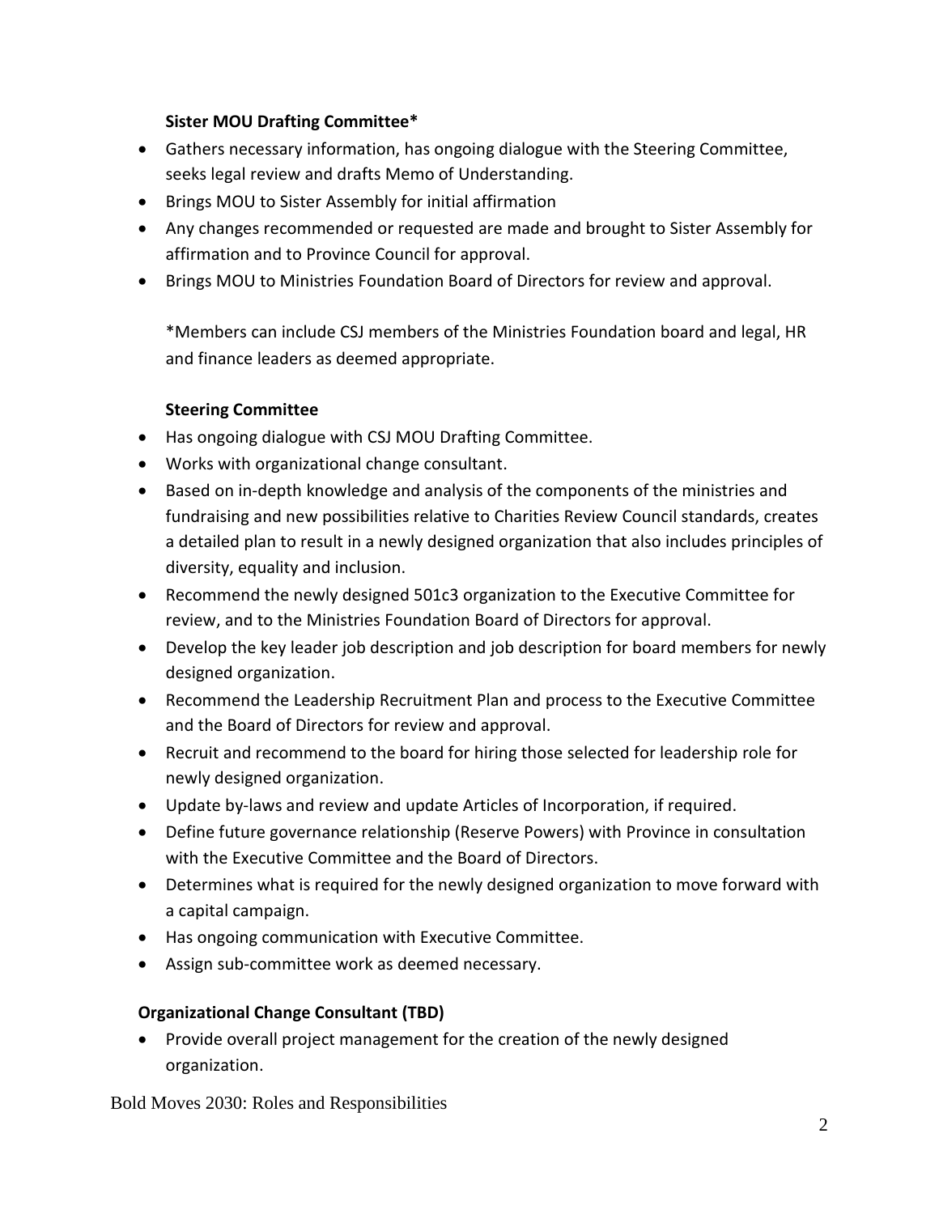**Sister MOU Drafting Committee***

- Gathers necessary information, has ongoing dialogue with the Steering Committee, seeks legal review and drafts Memo of Understanding.
- Brings MOU to Sister Assembly for initial affirmation
- Any changes recommended or requested are made and brought to Sister Assembly for affirmation and to Province Council for approval.
- Brings MOU to Ministries Foundation Board of Directors for review and approval.

*Members can include CSJ members of the Ministries Foundation board and legal, HR and finance leaders as deemed appropriate.

**Steering Committee**

- Has ongoing dialogue with CSJ MOU Drafting Committee.
- Works with organizational change consultant.
- Based on in-depth knowledge and analysis of the components of the ministries and fundraising and new possibilities relative to Charities Review Council standards, creates a detailed plan to result in a newly designed organization that also includes principles of diversity, equality and inclusion.
- Recommend the newly designed 501c3 organization to the Executive Committee for review, and to the Ministries Foundation Board of Directors for approval.
- Develop the key leader job description and job description for board members for newly designed organization.
- Recommend the Leadership Recruitment Plan and process to the Executive Committee and the Board of Directors for review and approval.
- Recruit and recommend to the board for hiring those selected for leadership role for newly designed organization.
- Update by-laws and review and update Articles of Incorporation, if required.
- Define future governance relationship (Reserve Powers) with Province in consultation with the Executive Committee and the Board of Directors.
- Determines what is required for the newly designed organization to move forward with a capital campaign.
- Has ongoing communication with Executive Committee.
- Assign sub-committee work as deemed necessary.

**Organizational Change Consultant (TBD)**

- Provide overall project management for the creation of the newly designed organization.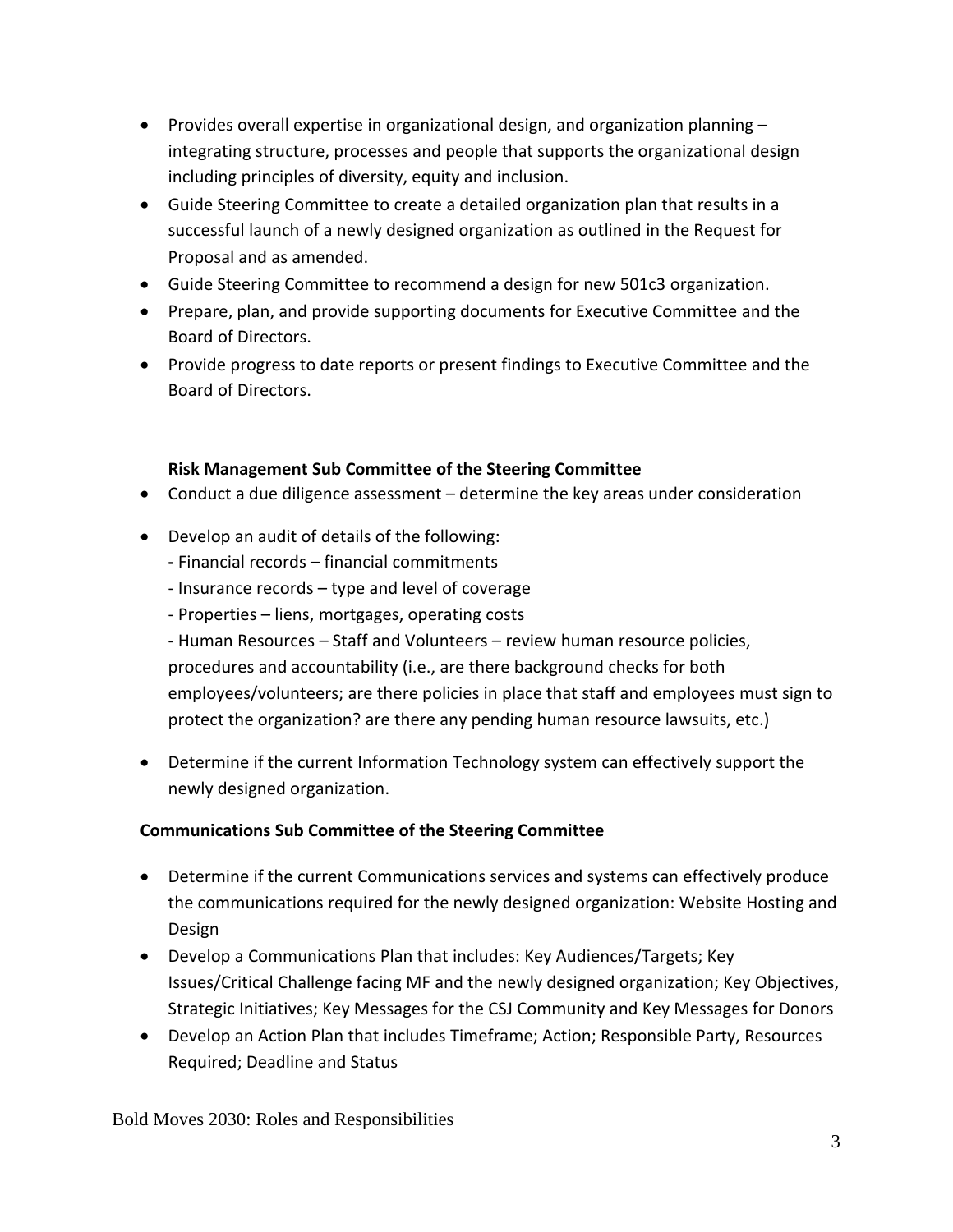- Provides overall expertise in organizational design, and organization planning – integrating structure, processes and people that supports the organizational design including principles of diversity, equity and inclusion.
- Guide Steering Committee to create a detailed organization plan that results in a successful launch of a newly designed organization as outlined in the Request for Proposal and as amended.
- Guide Steering Committee to recommend a design for new 501c3 organization.
- Prepare, plan, and provide supporting documents for Executive Committee and the Board of Directors.
- Provide progress to date reports or present findings to Executive Committee and the Board of Directors.

**Risk Management Sub Committee of the Steering Committee**

- Conduct a due diligence assessment – determine the key areas under consideration
- Develop an audit of details of the following:
  - Financial records – financial commitments
  - Insurance records – type and level of coverage
  - Properties – liens, mortgages, operating costs
  - Human Resources – Staff and Volunteers – review human resource policies, procedures and accountability (i.e., are there background checks for both employees/volunteers; are there policies in place that staff and employees must sign to protect the organization? are there any pending human resource lawsuits, etc.)
- Determine if the current Information Technology system can effectively support the newly designed organization.

**Communications Sub Committee of the Steering Committee**

- Determine if the current Communications services and systems can effectively produce the communications required for the newly designed organization: Website Hosting and Design
- Develop a Communications Plan that includes: Key Audiences/Targets; Key Issues/Critical Challenge facing MF and the newly designed organization; Key Objectives, Strategic Initiatives; Key Messages for the CSJ Community and Key Messages for Donors
- Develop an Action Plan that includes Timeframe; Action; Responsible Party, Resources Required; Deadline and Status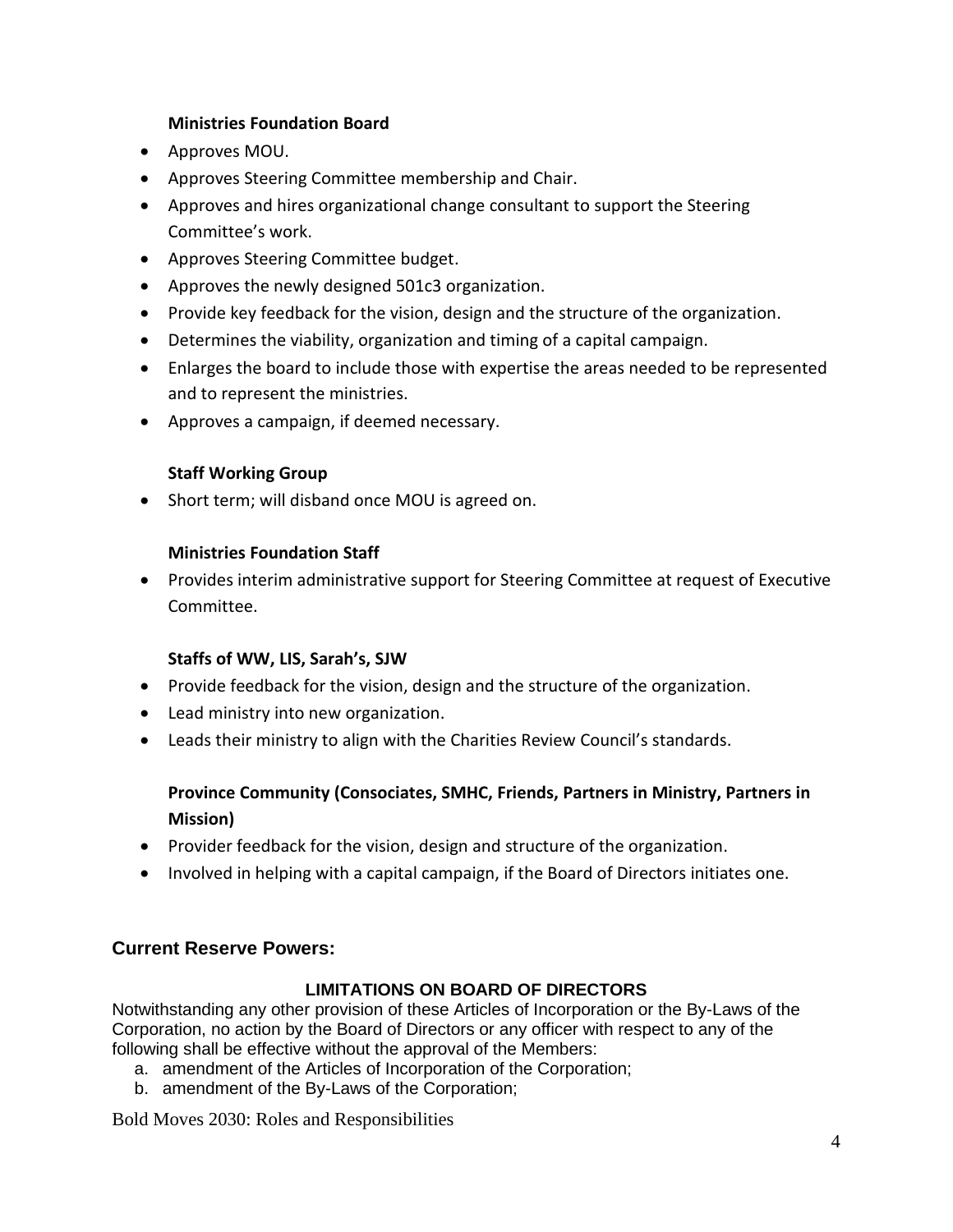**Ministries Foundation Board**

- Approves MOU.
- Approves Steering Committee membership and Chair.
- Approves and hires organizational change consultant to support the Steering Committee's work.
- Approves Steering Committee budget.
- Approves the newly designed 501c3 organization.
- Provide key feedback for the vision, design and the structure of the organization.
- Determines the viability, organization and timing of a capital campaign.
- Enlarges the board to include those with expertise the areas needed to be represented and to represent the ministries.
- Approves a campaign, if deemed necessary.

**Staff Working Group**

- Short term; will disband once MOU is agreed on.

**Ministries Foundation Staff**

- Provides interim administrative support for Steering Committee at request of Executive Committee.

**Staffs of WW, LIS, Sarah's, SJW**

- Provide feedback for the vision, design and the structure of the organization.
- Lead ministry into new organization.
- Leads their ministry to align with the Charities Review Council's standards.

**Province Community (Consociates, SMHC, Friends, Partners in Ministry, Partners in Mission)**

- Provider feedback for the vision, design and structure of the organization.
- Involved in helping with a capital campaign, if the Board of Directors initiates one.

## Current Reserve Powers:

**LIMITATIONS ON BOARD OF DIRECTORS**

Notwithstanding any other provision of these Articles of Incorporation or the By-Laws of the Corporation, no action by the Board of Directors or any officer with respect to any of the following shall be effective without the approval of the Members:

a. amendment of the Articles of Incorporation of the Corporation;
b. amendment of the By-Laws of the Corporation;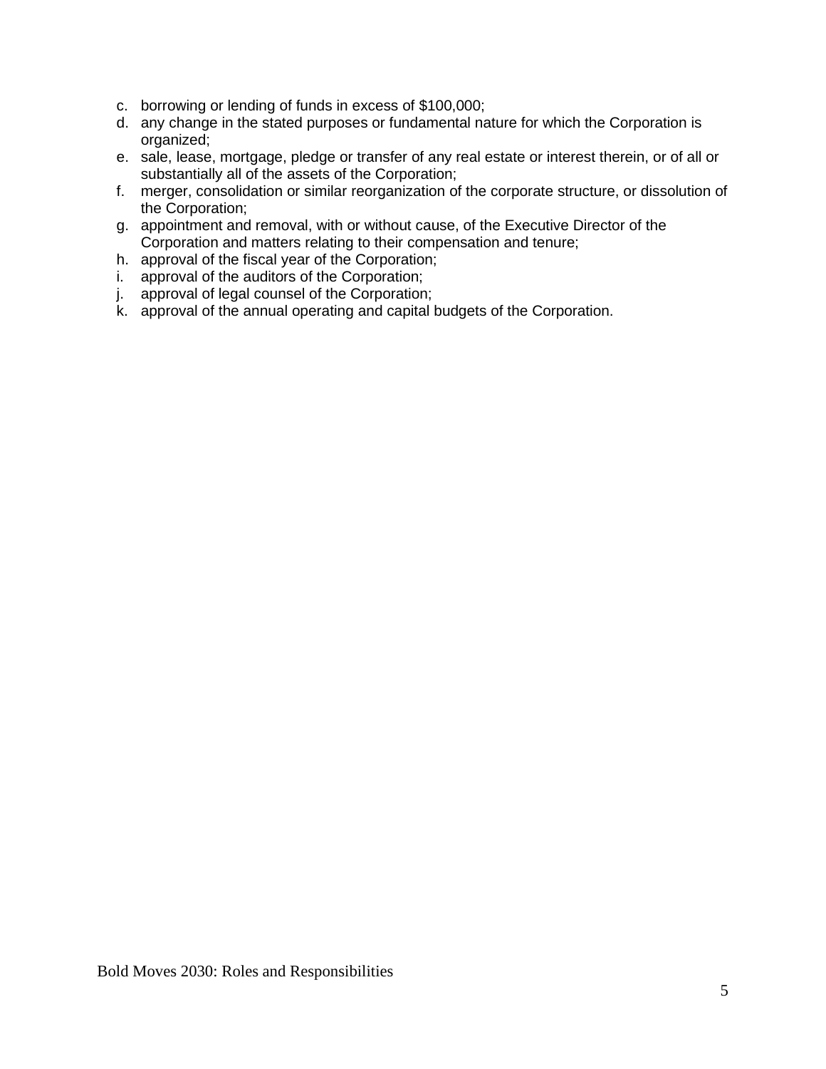c. borrowing or lending of funds in excess of $100,000;
d. any change in the stated purposes or fundamental nature for which the Corporation is organized;
e. sale, lease, mortgage, pledge or transfer of any real estate or interest therein, or of all or substantially all of the assets of the Corporation;
f. merger, consolidation or similar reorganization of the corporate structure, or dissolution of the Corporation;
g. appointment and removal, with or without cause, of the Executive Director of the Corporation and matters relating to their compensation and tenure;
h. approval of the fiscal year of the Corporation;
i. approval of the auditors of the Corporation;
j. approval of legal counsel of the Corporation;
k. approval of the annual operating and capital budgets of the Corporation.